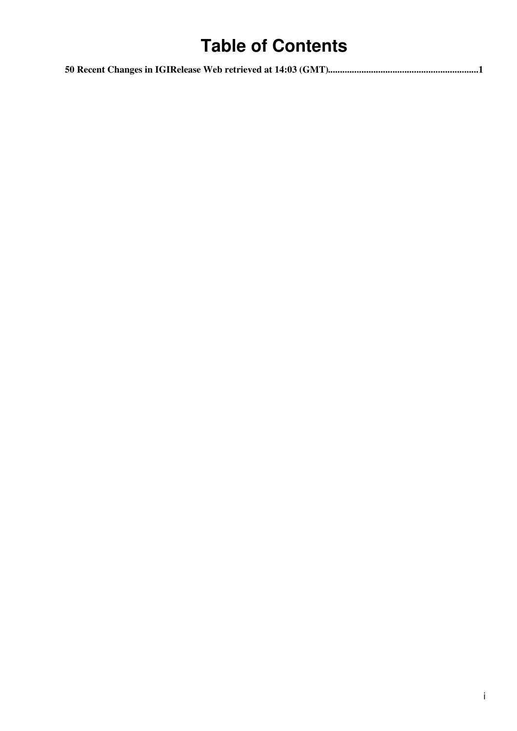# Table of Contents

**50 Recent Changes in IGIRelease Web retrieved at 14:03 (GMT)......................................................................1**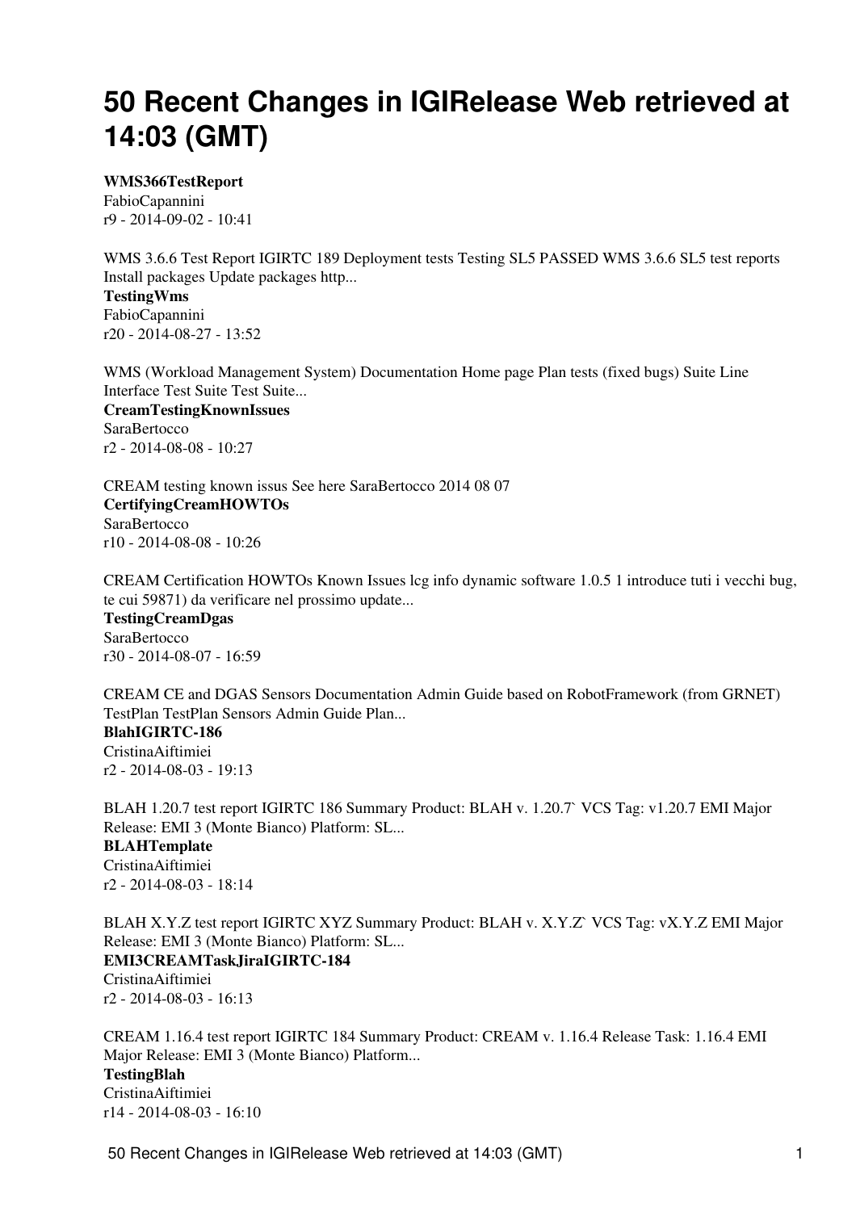# 50 Recent Changes in IGIRelease Web retrieved at 14:03 (GMT)

**WMS366TestReport**
FabioCapannini
r9 - 2014-09-02 - 10:41

WMS 3.6.6 Test Report IGIRTC 189 Deployment tests Testing SL5 PASSED WMS 3.6.6 SL5 test reports Install packages Update packages http...

**TestingWms**
FabioCapannini
r20 - 2014-08-27 - 13:52

WMS (Workload Management System) Documentation Home page Plan tests (fixed bugs) Suite Line Interface Test Suite Test Suite...

**CreamTestingKnownIssues**
SaraBertocco
r2 - 2014-08-08 - 10:27

CREAM testing known issus See here SaraBertocco 2014 08 07

**CertifyingCreamHOWTOs**
SaraBertocco
r10 - 2014-08-08 - 10:26

CREAM Certification HOWTOs Known Issues lcg info dynamic software 1.0.5 1 introduce tuti i vecchi bug, te cui 59871) da verificare nel prossimo update...

**TestingCreamDgas**
SaraBertocco
r30 - 2014-08-07 - 16:59

CREAM CE and DGAS Sensors Documentation Admin Guide based on RobotFramework (from GRNET) TestPlan TestPlan Sensors Admin Guide Plan...

**BlahIGIRTC-186**
CristinaAiftimiei
r2 - 2014-08-03 - 19:13

BLAH 1.20.7 test report IGIRTC 186 Summary Product: BLAH v. 1.20.7` VCS Tag: v1.20.7 EMI Major Release: EMI 3 (Monte Bianco) Platform: SL...

**BLAHTemplate**
CristinaAiftimiei
r2 - 2014-08-03 - 18:14

BLAH X.Y.Z test report IGIRTC XYZ Summary Product: BLAH v. X.Y.Z` VCS Tag: vX.Y.Z EMI Major Release: EMI 3 (Monte Bianco) Platform: SL...

**EMI3CREAMTaskJiraIGIRTC-184**
CristinaAiftimiei
r2 - 2014-08-03 - 16:13

CREAM 1.16.4 test report IGIRTC 184 Summary Product: CREAM v. 1.16.4 Release Task: 1.16.4 EMI Major Release: EMI 3 (Monte Bianco) Platform...

**TestingBlah**
CristinaAiftimiei
r14 - 2014-08-03 - 16:10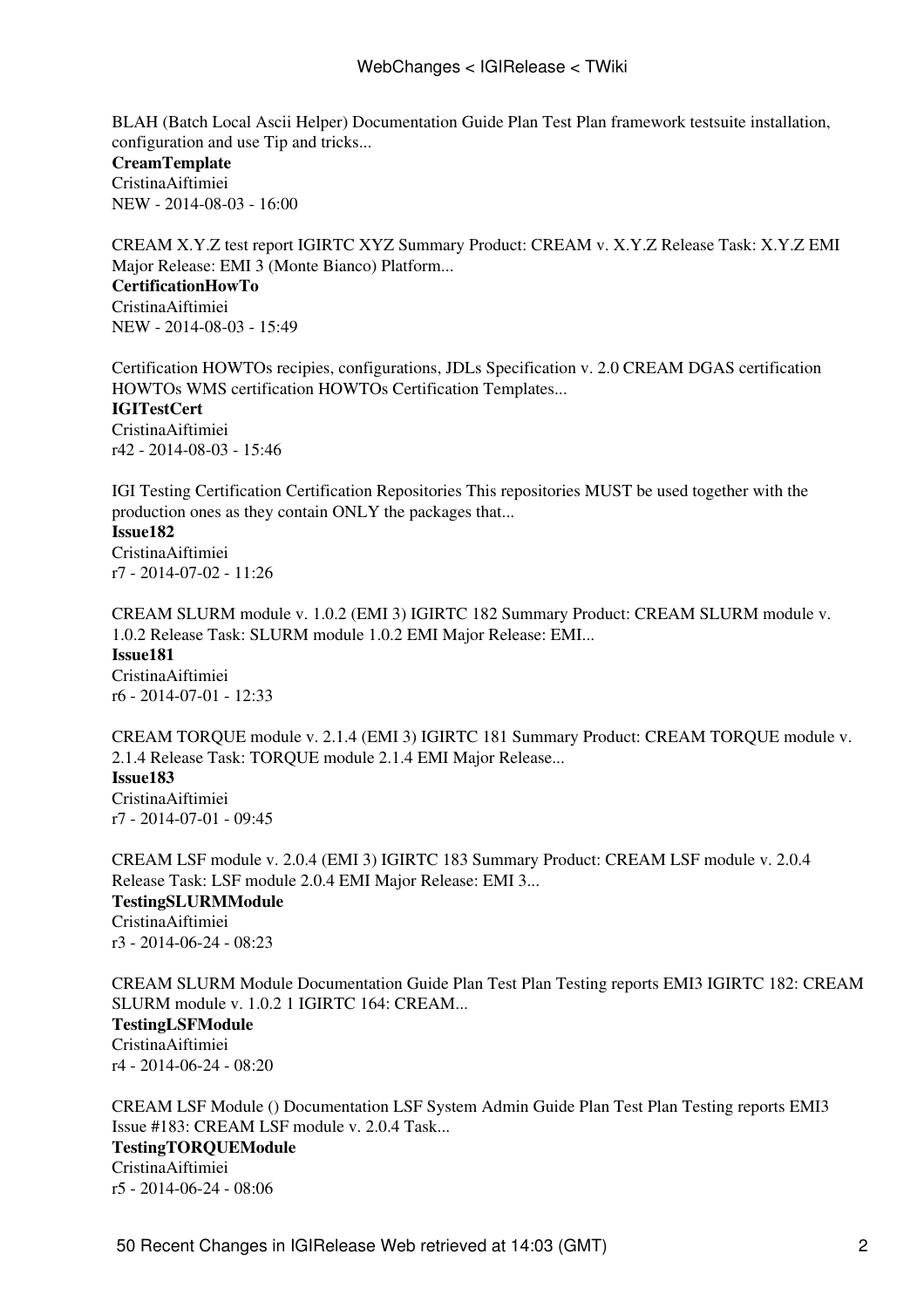BLAH (Batch Local Ascii Helper) Documentation Guide Plan Test Plan framework testsuite installation, configuration and use Tip and tricks...

**CreamTemplate**
CristinaAiftimiei
NEW - 2014-08-03 - 16:00

CREAM X.Y.Z test report IGIRTC XYZ Summary Product: CREAM v. X.Y.Z Release Task: X.Y.Z EMI Major Release: EMI 3 (Monte Bianco) Platform...

**CertificationHowTo**
CristinaAiftimiei
NEW - 2014-08-03 - 15:49

Certification HOWTOs recipies, configurations, JDLs Specification v. 2.0 CREAM DGAS certification HOWTOs WMS certification HOWTOs Certification Templates...

**IGITestCert**
CristinaAiftimiei
r42 - 2014-08-03 - 15:46

IGI Testing Certification Certification Repositories This repositories MUST be used together with the production ones as they contain ONLY the packages that...

**Issue182**
CristinaAiftimiei
r7 - 2014-07-02 - 11:26

CREAM SLURM module v. 1.0.2 (EMI 3) IGIRTC 182 Summary Product: CREAM SLURM module v. 1.0.2 Release Task: SLURM module 1.0.2 EMI Major Release: EMI...

**Issue181**
CristinaAiftimiei
r6 - 2014-07-01 - 12:33

CREAM TORQUE module v. 2.1.4 (EMI 3) IGIRTC 181 Summary Product: CREAM TORQUE module v. 2.1.4 Release Task: TORQUE module 2.1.4 EMI Major Release...

**Issue183**
CristinaAiftimiei
r7 - 2014-07-01 - 09:45

CREAM LSF module v. 2.0.4 (EMI 3) IGIRTC 183 Summary Product: CREAM LSF module v. 2.0.4 Release Task: LSF module 2.0.4 EMI Major Release: EMI 3...

**TestingSLURMModule**
CristinaAiftimiei
r3 - 2014-06-24 - 08:23

CREAM SLURM Module Documentation Guide Plan Test Plan Testing reports EMI3 IGIRTC 182: CREAM SLURM module v. 1.0.2 1 IGIRTC 164: CREAM...

**TestingLSFModule**
CristinaAiftimiei
r4 - 2014-06-24 - 08:20

CREAM LSF Module () Documentation LSF System Admin Guide Plan Test Plan Testing reports EMI3 Issue #183: CREAM LSF module v. 2.0.4 Task...

**TestingTORQUEModule**
CristinaAiftimiei
r5 - 2014-06-24 - 08:06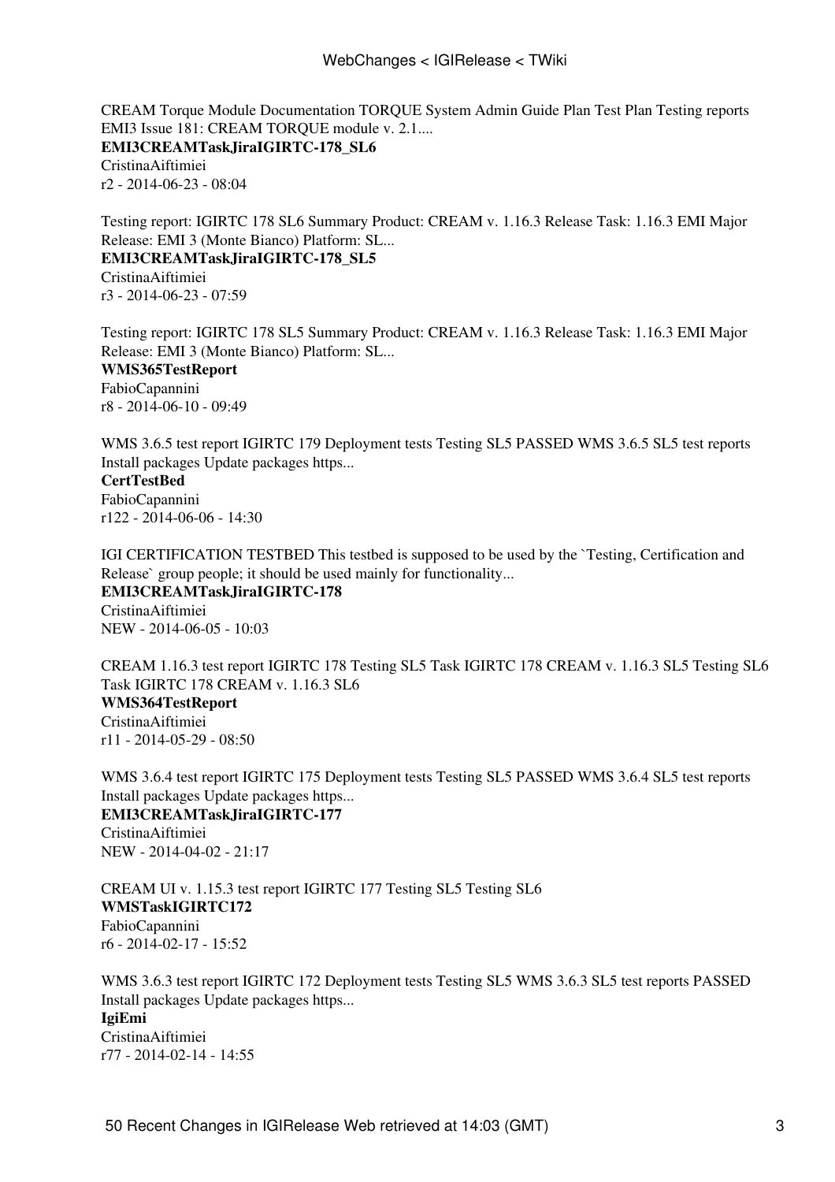CREAM Torque Module Documentation TORQUE System Admin Guide Plan Test Plan Testing reports EMI3 Issue 181: CREAM TORQUE module v. 2.1....

**EMI3CREAMTaskJiraIGIRTC-178_SL6**
CristinaAiftimiei
r2 - 2014-06-23 - 08:04

Testing report: IGIRTC 178 SL6 Summary Product: CREAM v. 1.16.3 Release Task: 1.16.3 EMI Major Release: EMI 3 (Monte Bianco) Platform: SL...

**EMI3CREAMTaskJiraIGIRTC-178_SL5**
CristinaAiftimiei
r3 - 2014-06-23 - 07:59

Testing report: IGIRTC 178 SL5 Summary Product: CREAM v. 1.16.3 Release Task: 1.16.3 EMI Major Release: EMI 3 (Monte Bianco) Platform: SL...

**WMS365TestReport**
FabioCapannini
r8 - 2014-06-10 - 09:49

WMS 3.6.5 test report IGIRTC 179 Deployment tests Testing SL5 PASSED WMS 3.6.5 SL5 test reports Install packages Update packages https...

**CertTestBed**
FabioCapannini
r122 - 2014-06-06 - 14:30

IGI CERTIFICATION TESTBED This testbed is supposed to be used by the `Testing, Certification and Release` group people; it should be used mainly for functionality...

**EMI3CREAMTaskJiraIGIRTC-178**
CristinaAiftimiei
NEW - 2014-06-05 - 10:03

CREAM 1.16.3 test report IGIRTC 178 Testing SL5 Task IGIRTC 178 CREAM v. 1.16.3 SL5 Testing SL6 Task IGIRTC 178 CREAM v. 1.16.3 SL6

**WMS364TestReport**
CristinaAiftimiei
r11 - 2014-05-29 - 08:50

WMS 3.6.4 test report IGIRTC 175 Deployment tests Testing SL5 PASSED WMS 3.6.4 SL5 test reports Install packages Update packages https...

**EMI3CREAMTaskJiraIGIRTC-177**
CristinaAiftimiei
NEW - 2014-04-02 - 21:17

CREAM UI v. 1.15.3 test report IGIRTC 177 Testing SL5 Testing SL6

**WMSTaskIGIRTC172**
FabioCapannini
r6 - 2014-02-17 - 15:52

WMS 3.6.3 test report IGIRTC 172 Deployment tests Testing SL5 WMS 3.6.3 SL5 test reports PASSED Install packages Update packages https...

**IgiEmi**
CristinaAiftimiei
r77 - 2014-02-14 - 14:55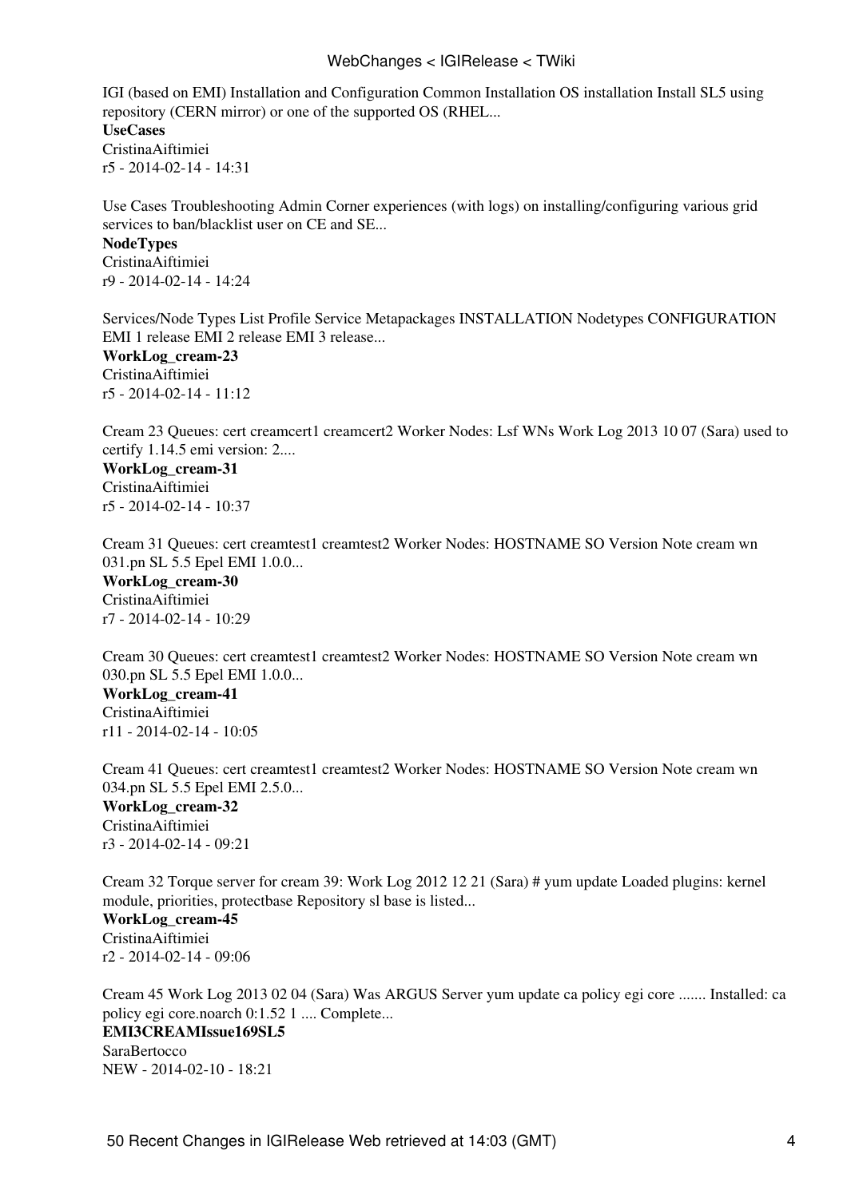IGI (based on EMI) Installation and Configuration Common Installation OS installation Install SL5 using repository (CERN mirror) or one of the supported OS (RHEL...

**UseCases**
CristinaAiftimiei
r5 - 2014-02-14 - 14:31

Use Cases Troubleshooting Admin Corner experiences (with logs) on installing/configuring various grid services to ban/blacklist user on CE and SE...

**NodeTypes**
CristinaAiftimiei
r9 - 2014-02-14 - 14:24

Services/Node Types List Profile Service Metapackages INSTALLATION Nodetypes CONFIGURATION EMI 1 release EMI 2 release EMI 3 release...

**WorkLog_cream-23**
CristinaAiftimiei
r5 - 2014-02-14 - 11:12

Cream 23 Queues: cert creamcert1 creamcert2 Worker Nodes: Lsf WNs Work Log 2013 10 07 (Sara) used to certify 1.14.5 emi version: 2....

**WorkLog_cream-31**
CristinaAiftimiei
r5 - 2014-02-14 - 10:37

Cream 31 Queues: cert creamtest1 creamtest2 Worker Nodes: HOSTNAME SO Version Note cream wn 031.pn SL 5.5 Epel EMI 1.0.0...

**WorkLog_cream-30**
CristinaAiftimiei
r7 - 2014-02-14 - 10:29

Cream 30 Queues: cert creamtest1 creamtest2 Worker Nodes: HOSTNAME SO Version Note cream wn 030.pn SL 5.5 Epel EMI 1.0.0...

**WorkLog_cream-41**
CristinaAiftimiei
r11 - 2014-02-14 - 10:05

Cream 41 Queues: cert creamtest1 creamtest2 Worker Nodes: HOSTNAME SO Version Note cream wn 034.pn SL 5.5 Epel EMI 2.5.0...

**WorkLog_cream-32**
CristinaAiftimiei
r3 - 2014-02-14 - 09:21

Cream 32 Torque server for cream 39: Work Log 2012 12 21 (Sara) # yum update Loaded plugins: kernel module, priorities, protectbase Repository sl base is listed...

**WorkLog_cream-45**
CristinaAiftimiei
r2 - 2014-02-14 - 09:06

Cream 45 Work Log 2013 02 04 (Sara) Was ARGUS Server yum update ca policy egi core ....... Installed: ca policy egi core.noarch 0:1.52 1 .... Complete...

**EMI3CREAMIssue169SL5**
SaraBertocco
NEW - 2014-02-10 - 18:21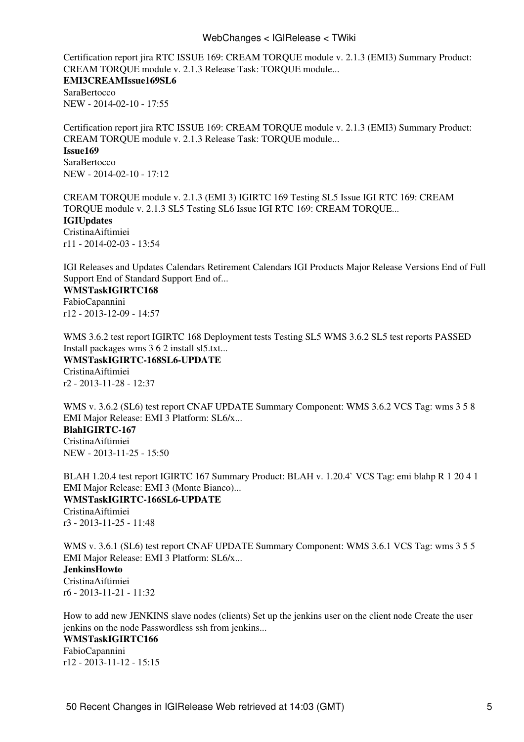Certification report jira RTC ISSUE 169: CREAM TORQUE module v. 2.1.3 (EMI3) Summary Product: CREAM TORQUE module v. 2.1.3 Release Task: TORQUE module...
**EMI3CREAMIssue169SL6**
SaraBertocco
NEW - 2014-02-10 - 17:55

Certification report jira RTC ISSUE 169: CREAM TORQUE module v. 2.1.3 (EMI3) Summary Product: CREAM TORQUE module v. 2.1.3 Release Task: TORQUE module...
**Issue169**
SaraBertocco
NEW - 2014-02-10 - 17:12

CREAM TORQUE module v. 2.1.3 (EMI 3) IGIRTC 169 Testing SL5 Issue IGI RTC 169: CREAM TORQUE module v. 2.1.3 SL5 Testing SL6 Issue IGI RTC 169: CREAM TORQUE...
**IGIUpdates**
CristinaAiftimiei
r11 - 2014-02-03 - 13:54

IGI Releases and Updates Calendars Retirement Calendars IGI Products Major Release Versions End of Full Support End of Standard Support End of...
**WMSTaskIGIRTC168**
FabioCapannini
r12 - 2013-12-09 - 14:57

WMS 3.6.2 test report IGIRTC 168 Deployment tests Testing SL5 WMS 3.6.2 SL5 test reports PASSED Install packages wms 3 6 2 install sl5.txt...
**WMSTaskIGIRTC-168SL6-UPDATE**
CristinaAiftimiei
r2 - 2013-11-28 - 12:37

WMS v. 3.6.2 (SL6) test report CNAF UPDATE Summary Component: WMS 3.6.2 VCS Tag: wms 3 5 8 EMI Major Release: EMI 3 Platform: SL6/x...
**BlahIGIRTC-167**
CristinaAiftimiei
NEW - 2013-11-25 - 15:50

BLAH 1.20.4 test report IGIRTC 167 Summary Product: BLAH v. 1.20.4` VCS Tag: emi blahp R 1 20 4 1 EMI Major Release: EMI 3 (Monte Bianco)...
**WMSTaskIGIRTC-166SL6-UPDATE**
CristinaAiftimiei
r3 - 2013-11-25 - 11:48

WMS v. 3.6.1 (SL6) test report CNAF UPDATE Summary Component: WMS 3.6.1 VCS Tag: wms 3 5 5 EMI Major Release: EMI 3 Platform: SL6/x...
**JenkinsHowto**
CristinaAiftimiei
r6 - 2013-11-21 - 11:32

How to add new JENKINS slave nodes (clients) Set up the jenkins user on the client node Create the user jenkins on the node Passwordless ssh from jenkins...
**WMSTaskIGIRTC166**
FabioCapannini
r12 - 2013-11-12 - 15:15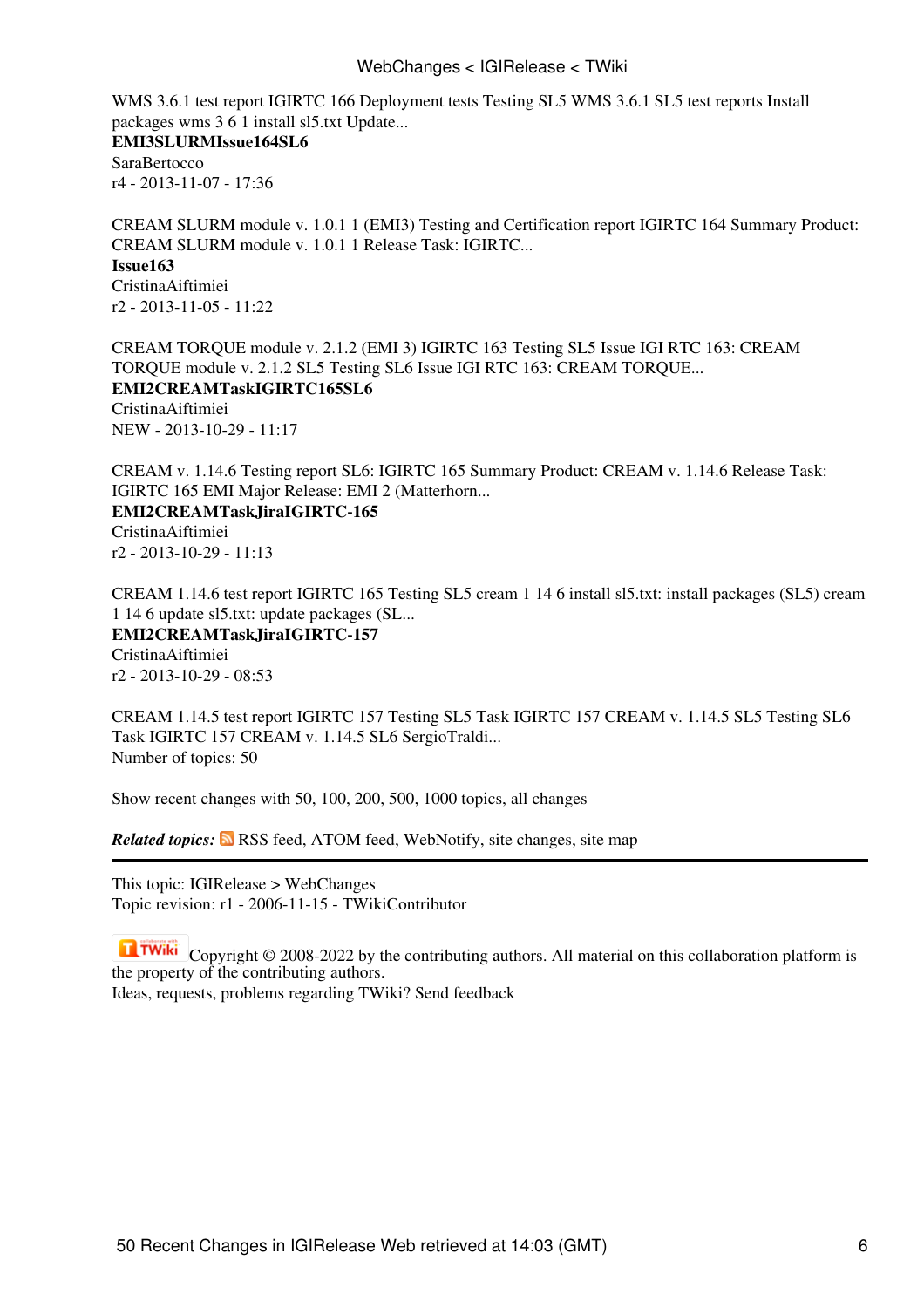WMS 3.6.1 test report IGIRTC 166 Deployment tests Testing SL5 WMS 3.6.1 SL5 test reports Install packages wms 3 6 1 install sl5.txt Update...

**EMI3SLURMIssue164SL6**
SaraBertocco
r4 - 2013-11-07 - 17:36

CREAM SLURM module v. 1.0.1 1 (EMI3) Testing and Certification report IGIRTC 164 Summary Product: CREAM SLURM module v. 1.0.1 1 Release Task: IGIRTC...

**Issue163**
CristinaAiftimiei
r2 - 2013-11-05 - 11:22

CREAM TORQUE module v. 2.1.2 (EMI 3) IGIRTC 163 Testing SL5 Issue IGI RTC 163: CREAM TORQUE module v. 2.1.2 SL5 Testing SL6 Issue IGI RTC 163: CREAM TORQUE...

**EMI2CREAMTaskIGIRTC165SL6**
CristinaAiftimiei
NEW - 2013-10-29 - 11:17

CREAM v. 1.14.6 Testing report SL6: IGIRTC 165 Summary Product: CREAM v. 1.14.6 Release Task: IGIRTC 165 EMI Major Release: EMI 2 (Matterhorn...

**EMI2CREAMTaskJiraIGIRTC-165**
CristinaAiftimiei
r2 - 2013-10-29 - 11:13

CREAM 1.14.6 test report IGIRTC 165 Testing SL5 cream 1 14 6 install sl5.txt: install packages (SL5) cream 1 14 6 update sl5.txt: update packages (SL...

**EMI2CREAMTaskJiraIGIRTC-157**
CristinaAiftimiei
r2 - 2013-10-29 - 08:53

CREAM 1.14.5 test report IGIRTC 157 Testing SL5 Task IGIRTC 157 CREAM v. 1.14.5 SL5 Testing SL6 Task IGIRTC 157 CREAM v. 1.14.5 SL6 SergioTraldi...
Number of topics: 50

Show recent changes with 50, 100, 200, 500, 1000 topics, all changes

***Related topics:*** RSS feed, ATOM feed, WebNotify, site changes, site map

---

This topic: IGIRelease > WebChanges
Topic revision: r1 - 2006-11-15 - TWikiContributor

Copyright © 2008-2022 by the contributing authors. All material on this collaboration platform is the property of the contributing authors.
Ideas, requests, problems regarding TWiki? Send feedback